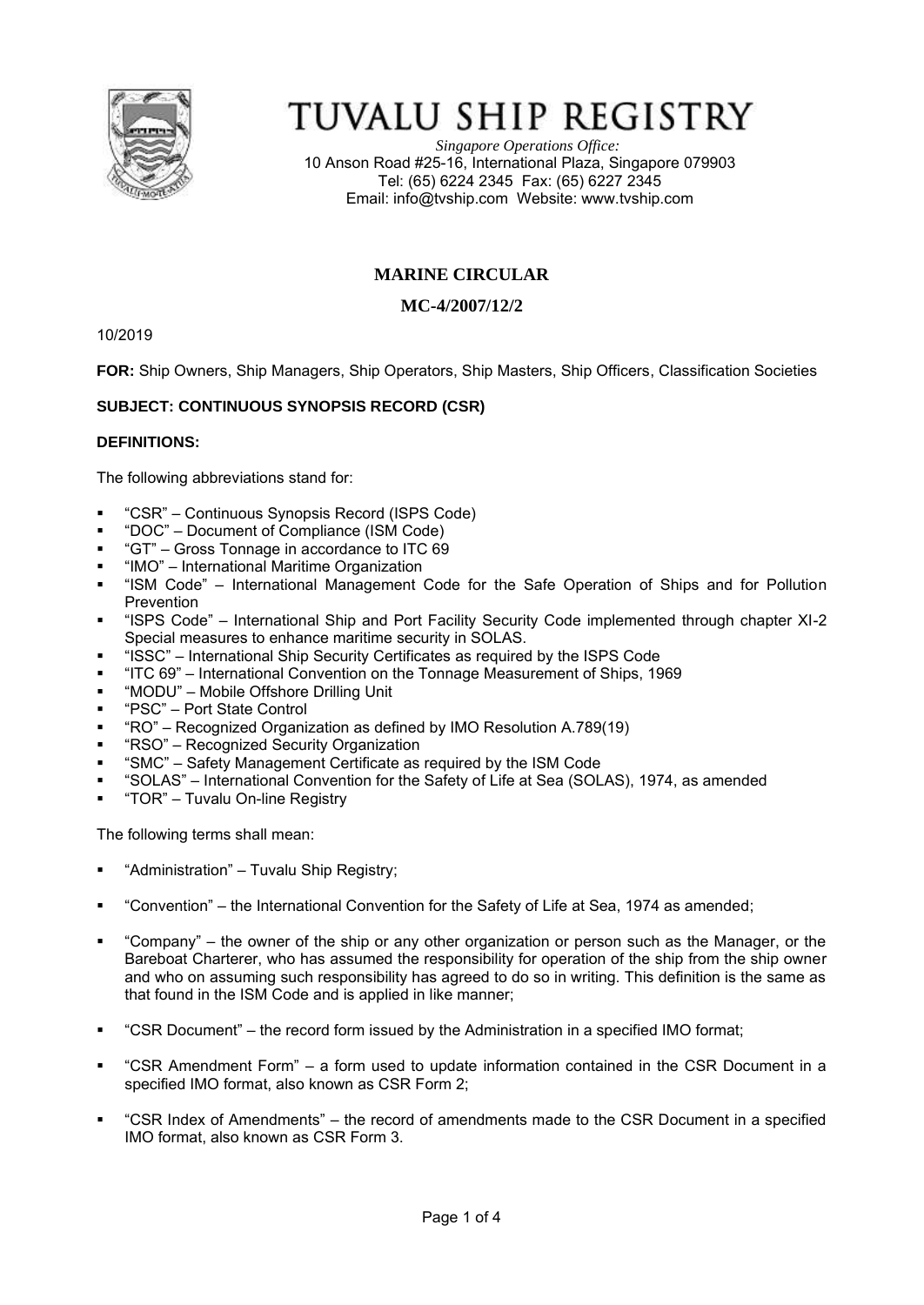# TUVALU SHIP REGISTRY

*Singapore Operations Office:*
10 Anson Road #25-16, International Plaza, Singapore 079903
Tel: (65) 6224 2345 Fax: (65) 6227 2345
Email: info@tvship.com Website: www.tvship.com

## MARINE CIRCULAR

## MC-4/2007/12/2

10/2019

**FOR:** Ship Owners, Ship Managers, Ship Operators, Ship Masters, Ship Officers, Classification Societies

**SUBJECT: CONTINUOUS SYNOPSIS RECORD (CSR)**

**DEFINITIONS:**

The following abbreviations stand for:

- "CSR" – Continuous Synopsis Record (ISPS Code)
- "DOC" – Document of Compliance (ISM Code)
- "GT" – Gross Tonnage in accordance to ITC 69
- "IMO" – International Maritime Organization
- "ISM Code" – International Management Code for the Safe Operation of Ships and for Pollution Prevention
- "ISPS Code" – International Ship and Port Facility Security Code implemented through chapter XI-2 Special measures to enhance maritime security in SOLAS.
- "ISSC" – International Ship Security Certificates as required by the ISPS Code
- "ITC 69" – International Convention on the Tonnage Measurement of Ships, 1969
- "MODU" – Mobile Offshore Drilling Unit
- "PSC" – Port State Control
- "RO" – Recognized Organization as defined by IMO Resolution A.789(19)
- "RSO" – Recognized Security Organization
- "SMC" – Safety Management Certificate as required by the ISM Code
- "SOLAS" – International Convention for the Safety of Life at Sea (SOLAS), 1974, as amended
- "TOR" – Tuvalu On-line Registry

The following terms shall mean:

- "Administration" – Tuvalu Ship Registry;
- "Convention" – the International Convention for the Safety of Life at Sea, 1974 as amended;
- "Company" – the owner of the ship or any other organization or person such as the Manager, or the Bareboat Charterer, who has assumed the responsibility for operation of the ship from the ship owner and who on assuming such responsibility has agreed to do so in writing. This definition is the same as that found in the ISM Code and is applied in like manner;
- "CSR Document" – the record form issued by the Administration in a specified IMO format;
- "CSR Amendment Form" – a form used to update information contained in the CSR Document in a specified IMO format, also known as CSR Form 2;
- "CSR Index of Amendments" – the record of amendments made to the CSR Document in a specified IMO format, also known as CSR Form 3.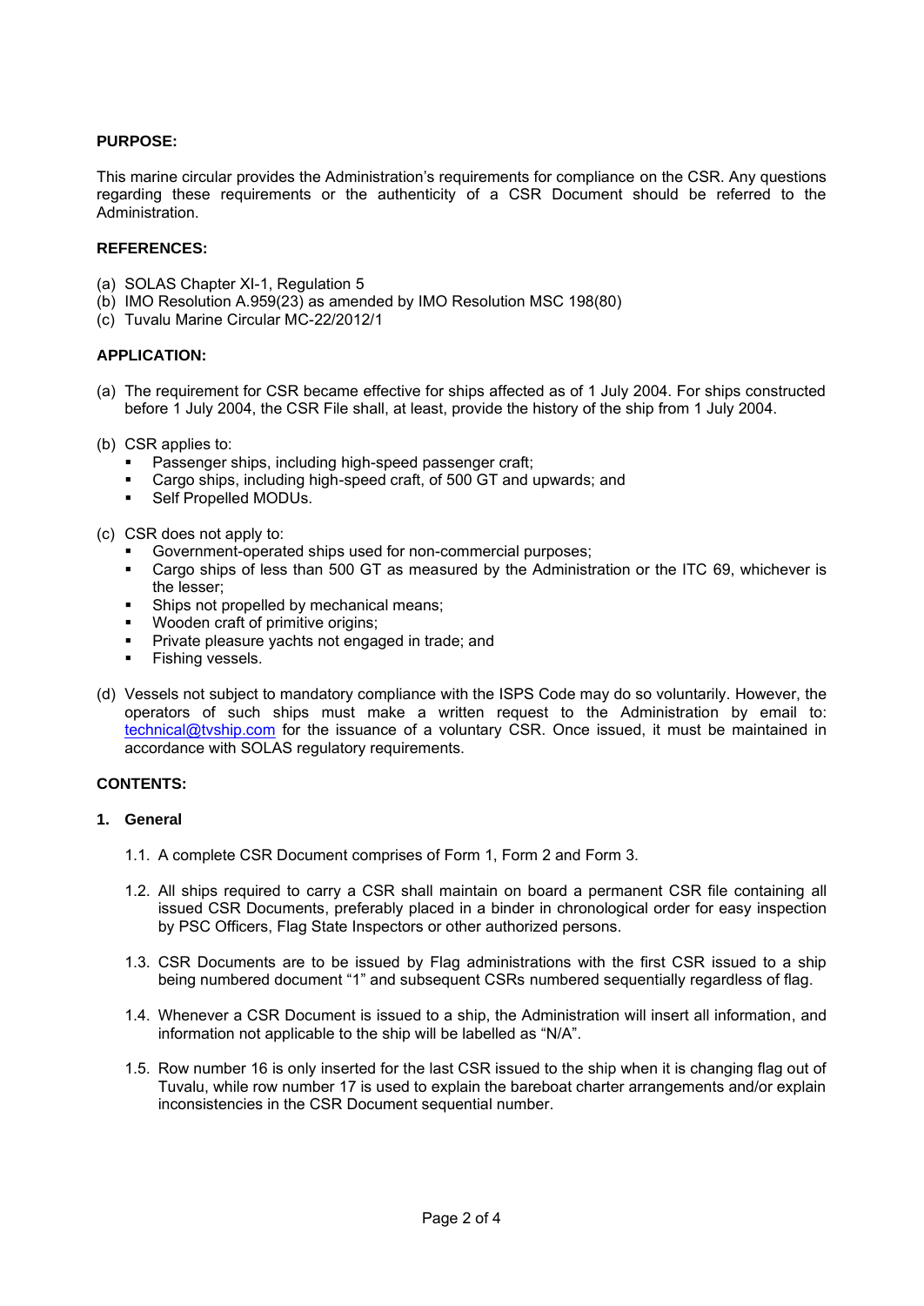**PURPOSE:**

This marine circular provides the Administration's requirements for compliance on the CSR. Any questions regarding these requirements or the authenticity of a CSR Document should be referred to the Administration.

**REFERENCES:**

(a) SOLAS Chapter XI-1, Regulation 5
(b) IMO Resolution A.959(23) as amended by IMO Resolution MSC 198(80)
(c) Tuvalu Marine Circular MC-22/2012/1

**APPLICATION:**

(a) The requirement for CSR became effective for ships affected as of 1 July 2004. For ships constructed before 1 July 2004, the CSR File shall, at least, provide the history of the ship from 1 July 2004.

(b) CSR applies to:
- Passenger ships, including high-speed passenger craft;
- Cargo ships, including high-speed craft, of 500 GT and upwards; and
- Self Propelled MODUs.

(c) CSR does not apply to:
- Government-operated ships used for non-commercial purposes;
- Cargo ships of less than 500 GT as measured by the Administration or the ITC 69, whichever is the lesser;
- Ships not propelled by mechanical means;
- Wooden craft of primitive origins;
- Private pleasure yachts not engaged in trade; and
- Fishing vessels.

(d) Vessels not subject to mandatory compliance with the ISPS Code may do so voluntarily. However, the operators of such ships must make a written request to the Administration by email to: technical@tvship.com for the issuance of a voluntary CSR. Once issued, it must be maintained in accordance with SOLAS regulatory requirements.

**CONTENTS:**

**1. General**

1.1. A complete CSR Document comprises of Form 1, Form 2 and Form 3.

1.2. All ships required to carry a CSR shall maintain on board a permanent CSR file containing all issued CSR Documents, preferably placed in a binder in chronological order for easy inspection by PSC Officers, Flag State Inspectors or other authorized persons.

1.3. CSR Documents are to be issued by Flag administrations with the first CSR issued to a ship being numbered document "1" and subsequent CSRs numbered sequentially regardless of flag.

1.4. Whenever a CSR Document is issued to a ship, the Administration will insert all information, and information not applicable to the ship will be labelled as "N/A".

1.5. Row number 16 is only inserted for the last CSR issued to the ship when it is changing flag out of Tuvalu, while row number 17 is used to explain the bareboat charter arrangements and/or explain inconsistencies in the CSR Document sequential number.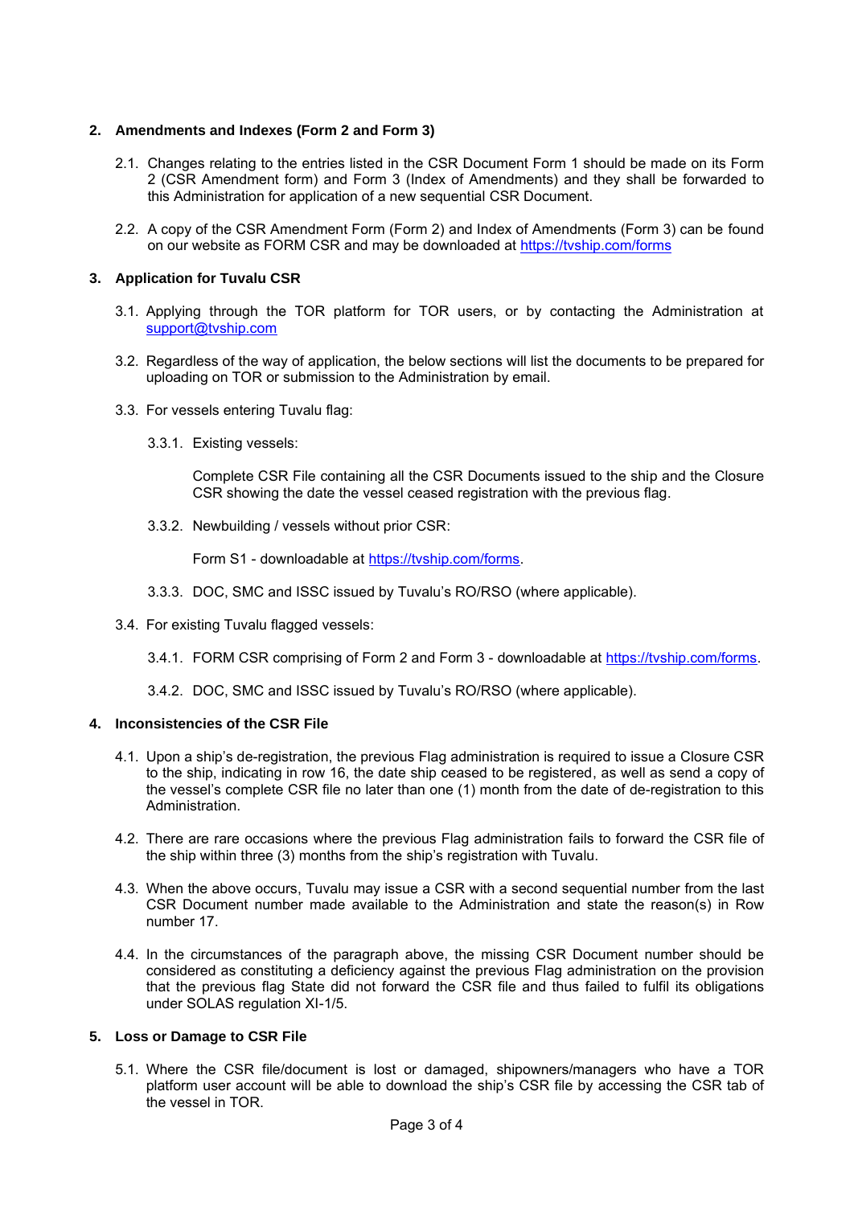## 2. Amendments and Indexes (Form 2 and Form 3)

2.1. Changes relating to the entries listed in the CSR Document Form 1 should be made on its Form 2 (CSR Amendment form) and Form 3 (Index of Amendments) and they shall be forwarded to this Administration for application of a new sequential CSR Document.

2.2. A copy of the CSR Amendment Form (Form 2) and Index of Amendments (Form 3) can be found on our website as FORM CSR and may be downloaded at [https://tvship.com/forms](https://tvship.com/forms)

## 3. Application for Tuvalu CSR

3.1. Applying through the TOR platform for TOR users, or by contacting the Administration at [support@tvship.com](mailto:support@tvship.com)

3.2. Regardless of the way of application, the below sections will list the documents to be prepared for uploading on TOR or submission to the Administration by email.

3.3. For vessels entering Tuvalu flag:

3.3.1. Existing vessels:

Complete CSR File containing all the CSR Documents issued to the ship and the Closure CSR showing the date the vessel ceased registration with the previous flag.

3.3.2. Newbuilding / vessels without prior CSR:

Form S1 - downloadable at [https://tvship.com/forms](https://tvship.com/forms).

3.3.3. DOC, SMC and ISSC issued by Tuvalu's RO/RSO (where applicable).

3.4. For existing Tuvalu flagged vessels:

3.4.1. FORM CSR comprising of Form 2 and Form 3 - downloadable at [https://tvship.com/forms](https://tvship.com/forms).

3.4.2. DOC, SMC and ISSC issued by Tuvalu's RO/RSO (where applicable).

## 4. Inconsistencies of the CSR File

4.1. Upon a ship's de-registration, the previous Flag administration is required to issue a Closure CSR to the ship, indicating in row 16, the date ship ceased to be registered, as well as send a copy of the vessel's complete CSR file no later than one (1) month from the date of de-registration to this Administration.

4.2. There are rare occasions where the previous Flag administration fails to forward the CSR file of the ship within three (3) months from the ship's registration with Tuvalu.

4.3. When the above occurs, Tuvalu may issue a CSR with a second sequential number from the last CSR Document number made available to the Administration and state the reason(s) in Row number 17.

4.4. In the circumstances of the paragraph above, the missing CSR Document number should be considered as constituting a deficiency against the previous Flag administration on the provision that the previous flag State did not forward the CSR file and thus failed to fulfil its obligations under SOLAS regulation XI-1/5.

## 5. Loss or Damage to CSR File

5.1. Where the CSR file/document is lost or damaged, shipowners/managers who have a TOR platform user account will be able to download the ship's CSR file by accessing the CSR tab of the vessel in TOR.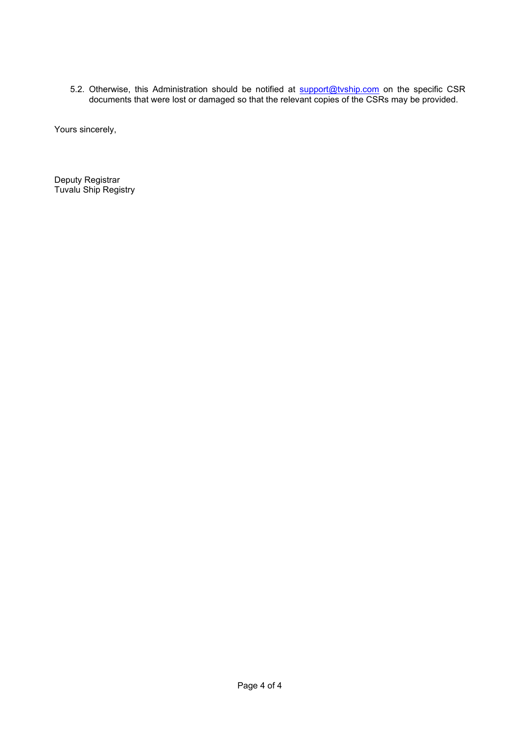5.2. Otherwise, this Administration should be notified at support@tvship.com on the specific CSR documents that were lost or damaged so that the relevant copies of the CSRs may be provided.

Yours sincerely,

Deputy Registrar
Tuvalu Ship Registry